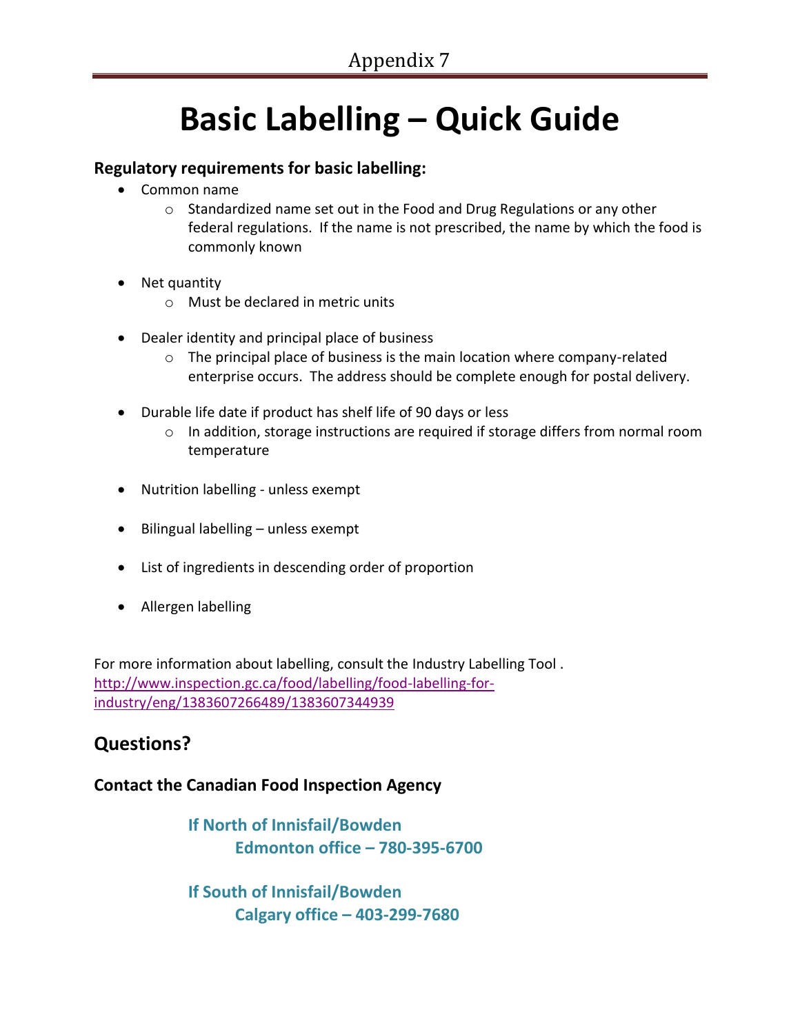Appendix 7

# Basic Labelling – Quick Guide

### Regulatory requirements for basic labelling:

- Common name
  - Standardized name set out in the Food and Drug Regulations or any other federal regulations. If the name is not prescribed, the name by which the food is commonly known
- Net quantity
  - Must be declared in metric units
- Dealer identity and principal place of business
  - The principal place of business is the main location where company-related enterprise occurs. The address should be complete enough for postal delivery.
- Durable life date if product has shelf life of 90 days or less
  - In addition, storage instructions are required if storage differs from normal room temperature
- Nutrition labelling - unless exempt
- Bilingual labelling – unless exempt
- List of ingredients in descending order of proportion
- Allergen labelling

For more information about labelling, consult the Industry Labelling Tool .
http://www.inspection.gc.ca/food/labelling/food-labelling-for-industry/eng/1383607266489/1383607344939

## Questions?

### Contact the Canadian Food Inspection Agency

**If North of Innisfail/Bowden**
**Edmonton office – 780-395-6700**

**If South of Innisfail/Bowden**
**Calgary office – 403-299-7680**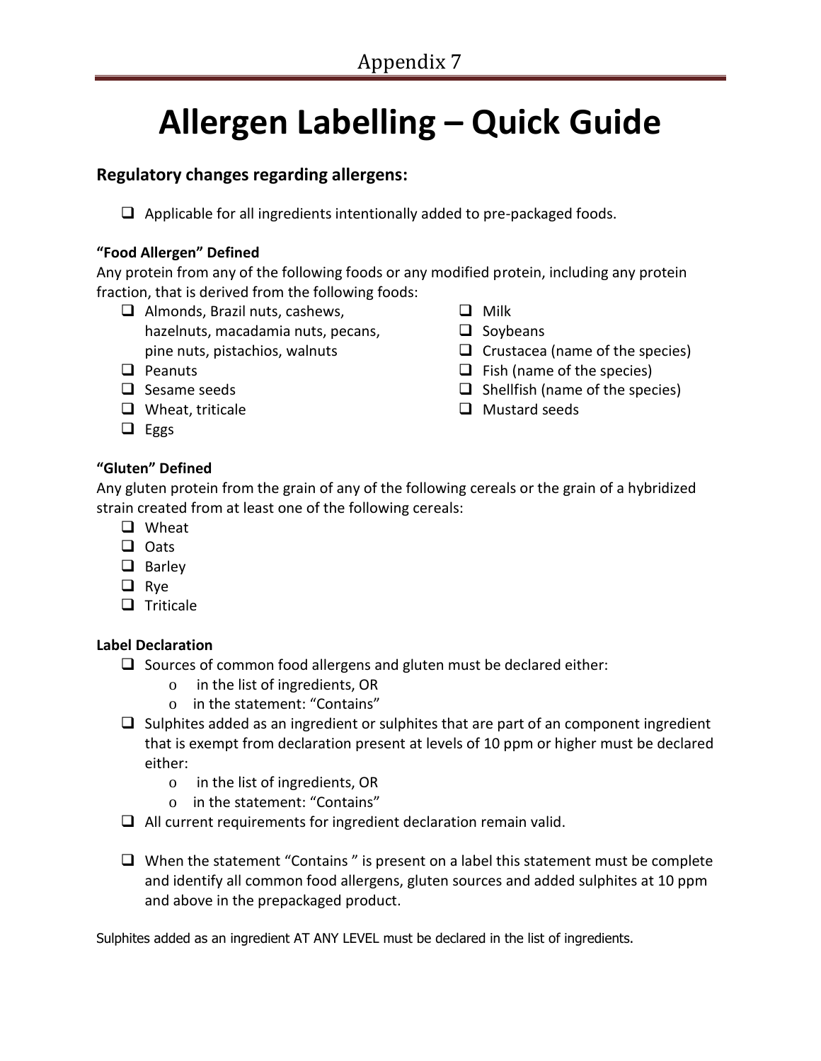Appendix 7

# Allergen Labelling – Quick Guide

## Regulatory changes regarding allergens:

- ❑ Applicable for all ingredients intentionally added to pre-packaged foods.

**“Food Allergen” Defined**

Any protein from any of the following foods or any modified protein, including any protein fraction, that is derived from the following foods:

- ❑ Almonds, Brazil nuts, cashews, hazelnuts, macadamia nuts, pecans, pine nuts, pistachios, walnuts
- ❑ Peanuts
- ❑ Sesame seeds
- ❑ Wheat, triticale
- ❑ Eggs
- ❑ Milk
- ❑ Soybeans
- ❑ Crustacea (name of the species)
- ❑ Fish (name of the species)
- ❑ Shellfish (name of the species)
- ❑ Mustard seeds

**“Gluten” Defined**

Any gluten protein from the grain of any of the following cereals or the grain of a hybridized strain created from at least one of the following cereals:

- ❑ Wheat
- ❑ Oats
- ❑ Barley
- ❑ Rye
- ❑ Triticale

**Label Declaration**

- ❑ Sources of common food allergens and gluten must be declared either:
  - o in the list of ingredients, OR
  - o in the statement: “Contains”
- ❑ Sulphites added as an ingredient or sulphites that are part of an component ingredient that is exempt from declaration present at levels of 10 ppm or higher must be declared either:
  - o in the list of ingredients, OR
  - o in the statement: “Contains”
- ❑ All current requirements for ingredient declaration remain valid.
- ❑ When the statement “Contains ” is present on a label this statement must be complete and identify all common food allergens, gluten sources and added sulphites at 10 ppm and above in the prepackaged product.

Sulphites added as an ingredient AT ANY LEVEL must be declared in the list of ingredients.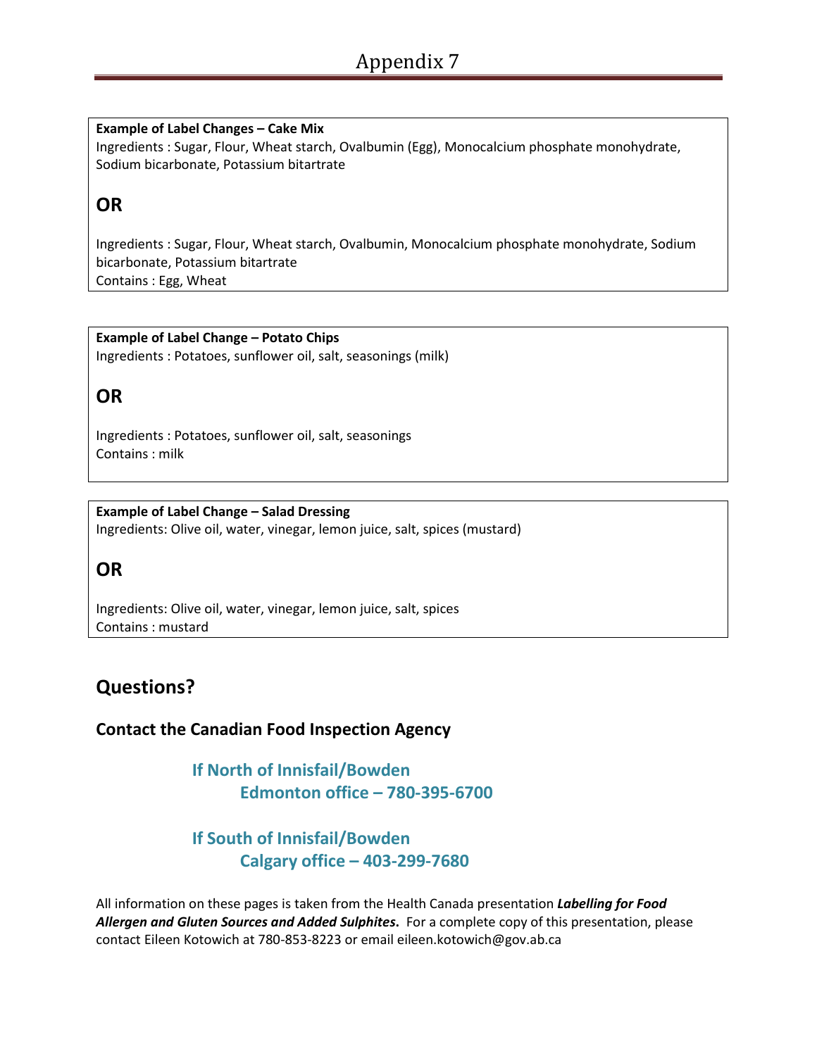# Appendix 7

**Example of Label Changes – Cake Mix**
Ingredients : Sugar, Flour, Wheat starch, Ovalbumin (Egg), Monocalcium phosphate monohydrate, Sodium bicarbonate, Potassium bitartrate

## OR

Ingredients : Sugar, Flour, Wheat starch, Ovalbumin, Monocalcium phosphate monohydrate, Sodium bicarbonate, Potassium bitartrate
Contains : Egg, Wheat

**Example of Label Change – Potato Chips**
Ingredients : Potatoes, sunflower oil, salt, seasonings (milk)

## OR

Ingredients : Potatoes, sunflower oil, salt, seasonings
Contains : milk

**Example of Label Change – Salad Dressing**
Ingredients: Olive oil, water, vinegar, lemon juice, salt, spices (mustard)

## OR

Ingredients: Olive oil, water, vinegar, lemon juice, salt, spices
Contains : mustard

## Questions?

### Contact the Canadian Food Inspection Agency

**If North of Innisfail/Bowden**
**Edmonton office – 780-395-6700**

**If South of Innisfail/Bowden**
**Calgary office – 403-299-7680**

All information on these pages is taken from the Health Canada presentation ***Labelling for Food Allergen and Gluten Sources and Added Sulphites*****.** For a complete copy of this presentation, please contact Eileen Kotowich at 780-853-8223 or email eileen.kotowich@gov.ab.ca